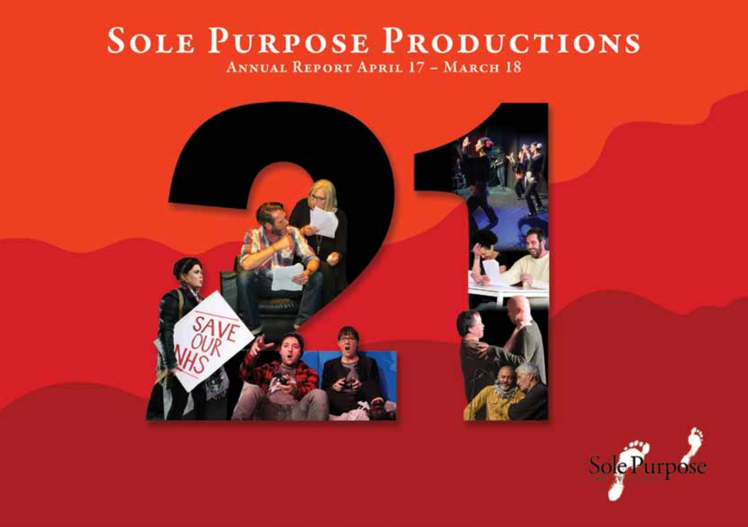# Sole Purpose Productions

## Annual Report April 17 – March 18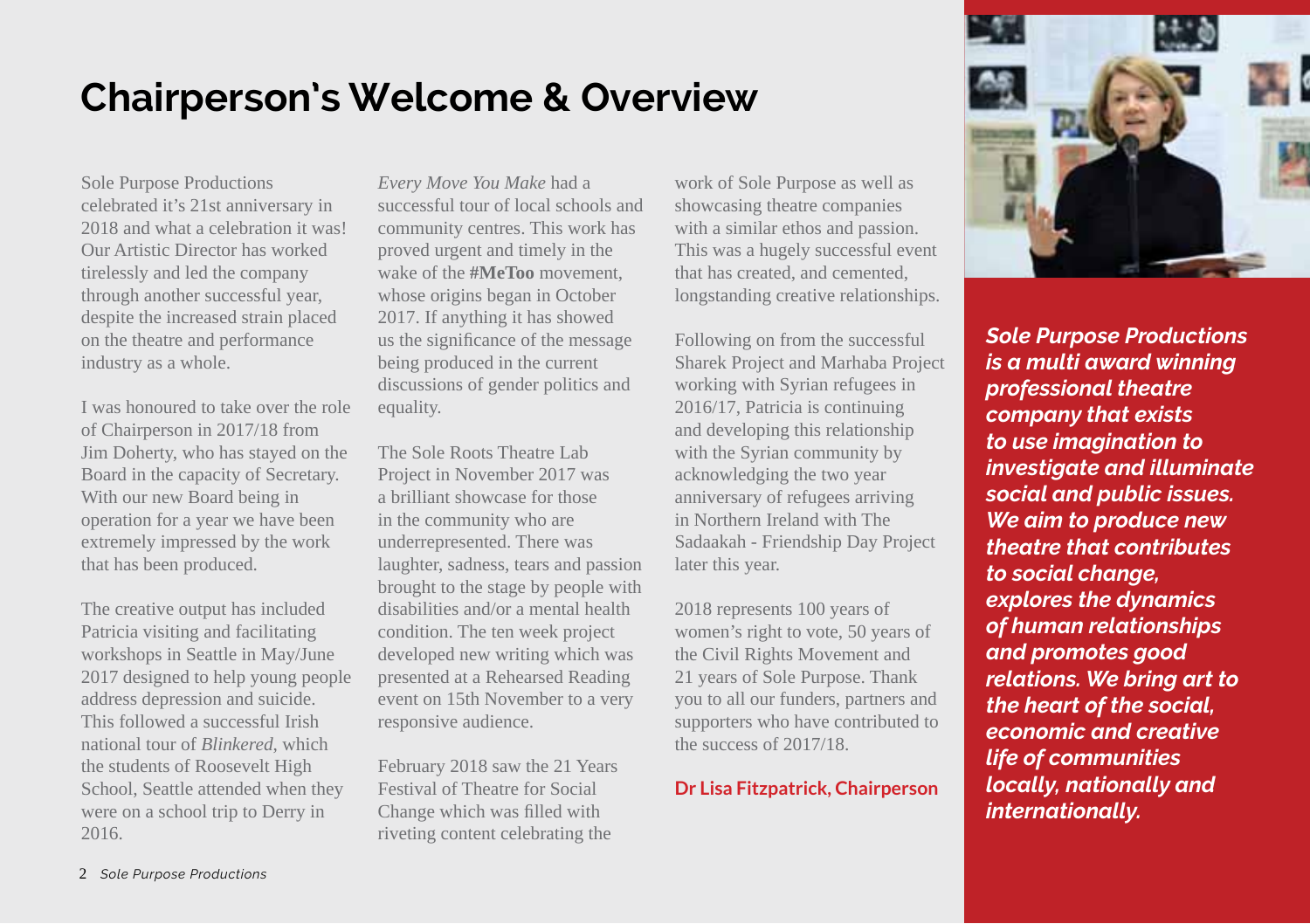# Chairperson's Welcome & Overview

Sole Purpose Productions celebrated it's 21st anniversary in 2018 and what a celebration it was! Our Artistic Director has worked tirelessly and led the company through another successful year, despite the increased strain placed on the theatre and performance industry as a whole.

I was honoured to take over the role of Chairperson in 2017/18 from Jim Doherty, who has stayed on the Board in the capacity of Secretary. With our new Board being in operation for a year we have been extremely impressed by the work that has been produced.

The creative output has included Patricia visiting and facilitating workshops in Seattle in May/June 2017 designed to help young people address depression and suicide. This followed a successful Irish national tour of *Blinkered*, which the students of Roosevelt High School, Seattle attended when they were on a school trip to Derry in 2016.

*Every Move You Make* had a successful tour of local schools and community centres. This work has proved urgent and timely in the wake of the **#MeToo** movement, whose origins began in October 2017. If anything it has showed us the significance of the message being produced in the current discussions of gender politics and equality.

The Sole Roots Theatre Lab Project in November 2017 was a brilliant showcase for those in the community who are underrepresented. There was laughter, sadness, tears and passion brought to the stage by people with disabilities and/or a mental health condition. The ten week project developed new writing which was presented at a Rehearsed Reading event on 15th November to a very responsive audience.

February 2018 saw the 21 Years Festival of Theatre for Social Change which was filled with riveting content celebrating the work of Sole Purpose as well as showcasing theatre companies with a similar ethos and passion. This was a hugely successful event that has created, and cemented, longstanding creative relationships.

Following on from the successful Sharek Project and Marhaba Project working with Syrian refugees in 2016/17, Patricia is continuing and developing this relationship with the Syrian community by acknowledging the two year anniversary of refugees arriving in Northern Ireland with The Sadaakah - Friendship Day Project later this year.

2018 represents 100 years of women's right to vote, 50 years of the Civil Rights Movement and 21 years of Sole Purpose. Thank you to all our funders, partners and supporters who have contributed to the success of 2017/18.

**Dr Lisa Fitzpatrick, Chairperson**

***Sole Purpose Productions is a multi award winning professional theatre company that exists to use imagination to investigate and illuminate social and public issues. We aim to produce new theatre that contributes to social change, explores the dynamics of human relationships and promotes good relations. We bring art to the heart of the social, economic and creative life of communities locally, nationally and internationally.***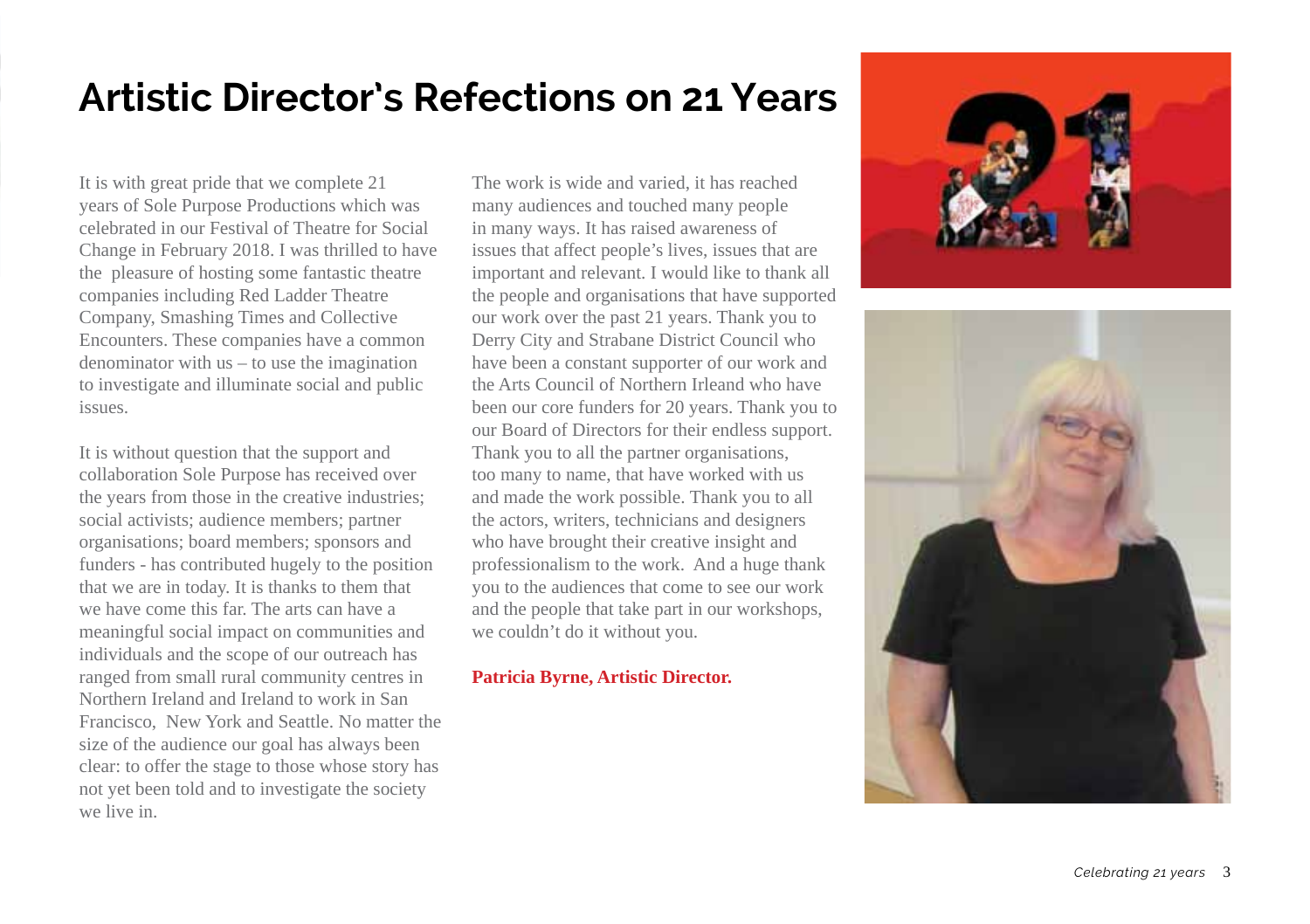# Artistic Director's Refections on 21 Years

It is with great pride that we complete 21 years of Sole Purpose Productions which was celebrated in our Festival of Theatre for Social Change in February 2018. I was thrilled to have the pleasure of hosting some fantastic theatre companies including Red Ladder Theatre Company, Smashing Times and Collective Encounters. These companies have a common denominator with us – to use the imagination to investigate and illuminate social and public issues.

It is without question that the support and collaboration Sole Purpose has received over the years from those in the creative industries; social activists; audience members; partner organisations; board members; sponsors and funders - has contributed hugely to the position that we are in today. It is thanks to them that we have come this far. The arts can have a meaningful social impact on communities and individuals and the scope of our outreach has ranged from small rural community centres in Northern Ireland and Ireland to work in San Francisco, New York and Seattle. No matter the size of the audience our goal has always been clear: to offer the stage to those whose story has not yet been told and to investigate the society we live in.

The work is wide and varied, it has reached many audiences and touched many people in many ways. It has raised awareness of issues that affect people's lives, issues that are important and relevant. I would like to thank all the people and organisations that have supported our work over the past 21 years. Thank you to Derry City and Strabane District Council who have been a constant supporter of our work and the Arts Council of Northern Irleand who have been our core funders for 20 years. Thank you to our Board of Directors for their endless support. Thank you to all the partner organisations, too many to name, that have worked with us and made the work possible. Thank you to all the actors, writers, technicians and designers who have brought their creative insight and professionalism to the work. And a huge thank you to the audiences that come to see our work and the people that take part in our workshops, we couldn't do it without you.

**Patricia Byrne, Artistic Director.**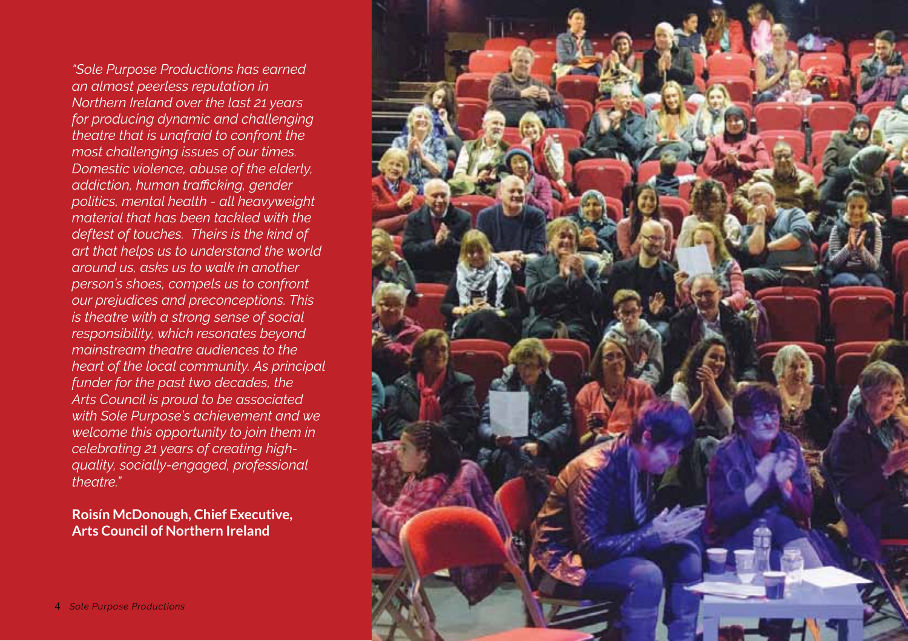*"Sole Purpose Productions has earned an almost peerless reputation in Northern Ireland over the last 21 years for producing dynamic and challenging theatre that is unafraid to confront the most challenging issues of our times. Domestic violence, abuse of the elderly, addiction, human trafficking, gender politics, mental health - all heavyweight material that has been tackled with the deftest of touches. Theirs is the kind of art that helps us to understand the world around us, asks us to walk in another person's shoes, compels us to confront our prejudices and preconceptions. This is theatre with a strong sense of social responsibility, which resonates beyond mainstream theatre audiences to the heart of the local community. As principal funder for the past two decades, the Arts Council is proud to be associated with Sole Purpose's achievement and we welcome this opportunity to join them in celebrating 21 years of creating high-quality, socially-engaged, professional theatre."*

**Roisín McDonough, Chief Executive, Arts Council of Northern Ireland**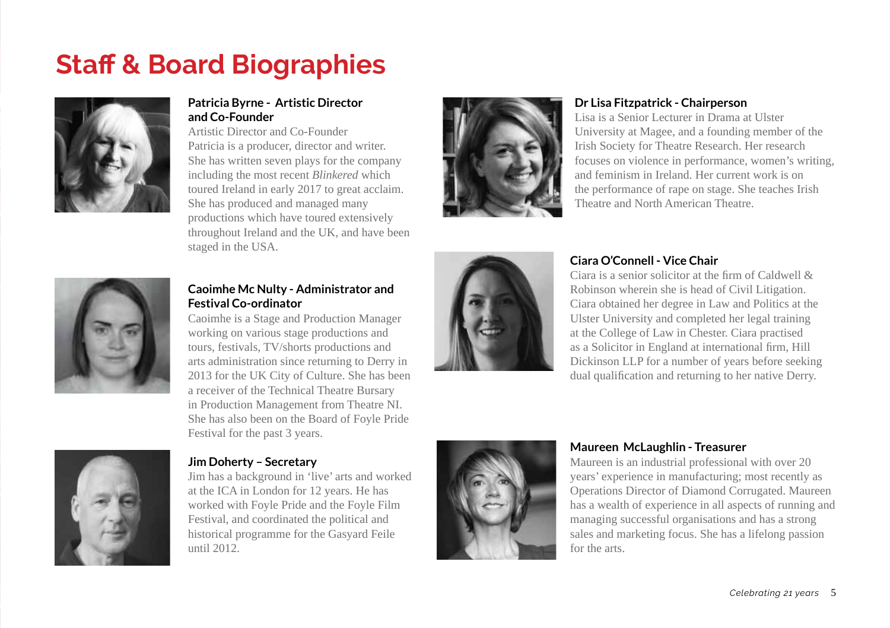# Staff & Board Biographies

**Patricia Byrne - Artistic Director and Co-Founder**

Artistic Director and Co-Founder
Patricia is a producer, director and writer. She has written seven plays for the company including the most recent *Blinkered* which toured Ireland in early 2017 to great acclaim. She has produced and managed many productions which have toured extensively throughout Ireland and the UK, and have been staged in the USA.

**Caoimhe Mc Nulty - Administrator and Festival Co-ordinator**

Caoimhe is a Stage and Production Manager working on various stage productions and tours, festivals, TV/shorts productions and arts administration since returning to Derry in 2013 for the UK City of Culture. She has been a receiver of the Technical Theatre Bursary in Production Management from Theatre NI. She has also been on the Board of Foyle Pride Festival for the past 3 years.

**Jim Doherty – Secretary**

Jim has a background in 'live' arts and worked at the ICA in London for 12 years. He has worked with Foyle Pride and the Foyle Film Festival, and coordinated the political and historical programme for the Gasyard Feile until 2012.

**Dr Lisa Fitzpatrick - Chairperson**

Lisa is a Senior Lecturer in Drama at Ulster University at Magee, and a founding member of the Irish Society for Theatre Research. Her research focuses on violence in performance, women's writing, and feminism in Ireland. Her current work is on the performance of rape on stage. She teaches Irish Theatre and North American Theatre.

**Ciara O'Connell - Vice Chair**

Ciara is a senior solicitor at the firm of Caldwell & Robinson wherein she is head of Civil Litigation. Ciara obtained her degree in Law and Politics at the Ulster University and completed her legal training at the College of Law in Chester. Ciara practised as a Solicitor in England at international firm, Hill Dickinson LLP for a number of years before seeking dual qualification and returning to her native Derry.

**Maureen McLaughlin - Treasurer**

Maureen is an industrial professional with over 20 years' experience in manufacturing; most recently as Operations Director of Diamond Corrugated. Maureen has a wealth of experience in all aspects of running and managing successful organisations and has a strong sales and marketing focus. She has a lifelong passion for the arts.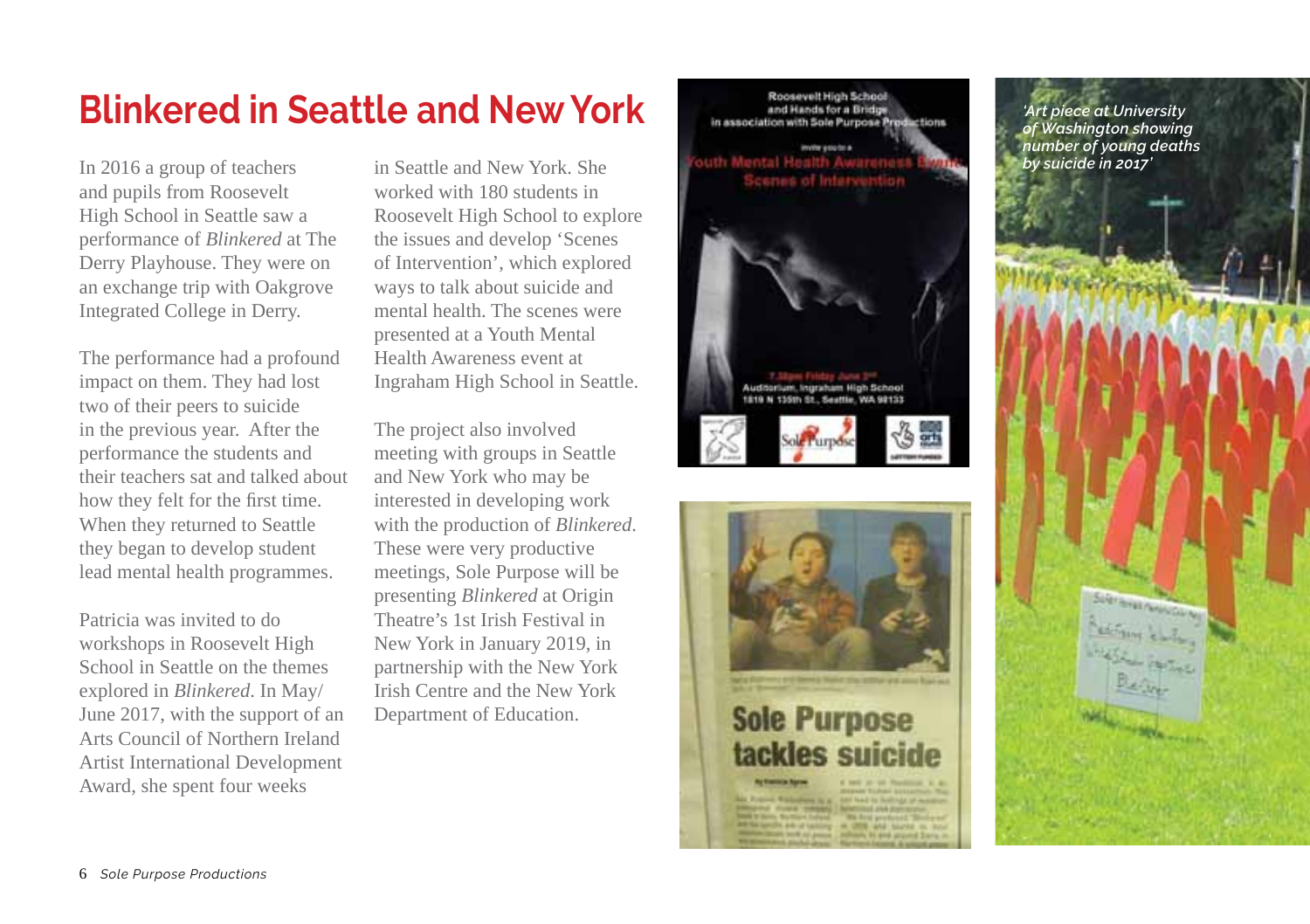# Blinkered in Seattle and New York

In 2016 a group of teachers and pupils from Roosevelt High School in Seattle saw a performance of *Blinkered* at The Derry Playhouse. They were on an exchange trip with Oakgrove Integrated College in Derry.

The performance had a profound impact on them. They had lost two of their peers to suicide in the previous year. After the performance the students and their teachers sat and talked about how they felt for the first time. When they returned to Seattle they began to develop student lead mental health programmes.

Patricia was invited to do workshops in Roosevelt High School in Seattle on the themes explored in *Blinkered*. In May/June 2017, with the support of an Arts Council of Northern Ireland Artist International Development Award, she spent four weeks in Seattle and New York. She worked with 180 students in Roosevelt High School to explore the issues and develop 'Scenes of Intervention', which explored ways to talk about suicide and mental health. The scenes were presented at a Youth Mental Health Awareness event at Ingraham High School in Seattle.

The project also involved meeting with groups in Seattle and New York who may be interested in developing work with the production of *Blinkered*. These were very productive meetings, Sole Purpose will be presenting *Blinkered* at Origin Theatre's 1st Irish Festival in New York in January 2019, in partnership with the New York Irish Centre and the New York Department of Education.

*'Art piece at University of Washington showing number of young deaths by suicide in 2017'*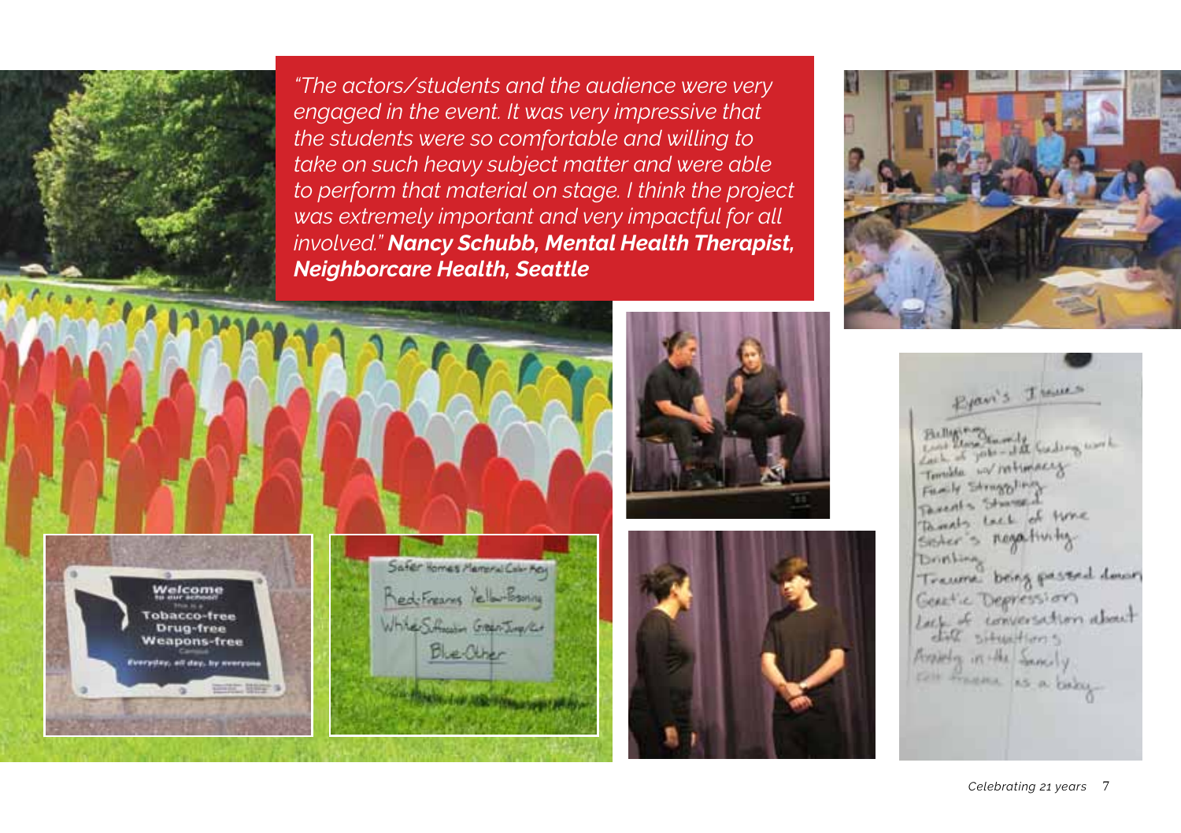*"The actors/students and the audience were very engaged in the event. It was very impressive that the students were so comfortable and willing to take on such heavy subject matter and were able to perform that material on stage. I think the project was extremely important and very impactful for all involved."* ***Nancy Schubb, Mental Health Therapist, Neighborcare Health, Seattle***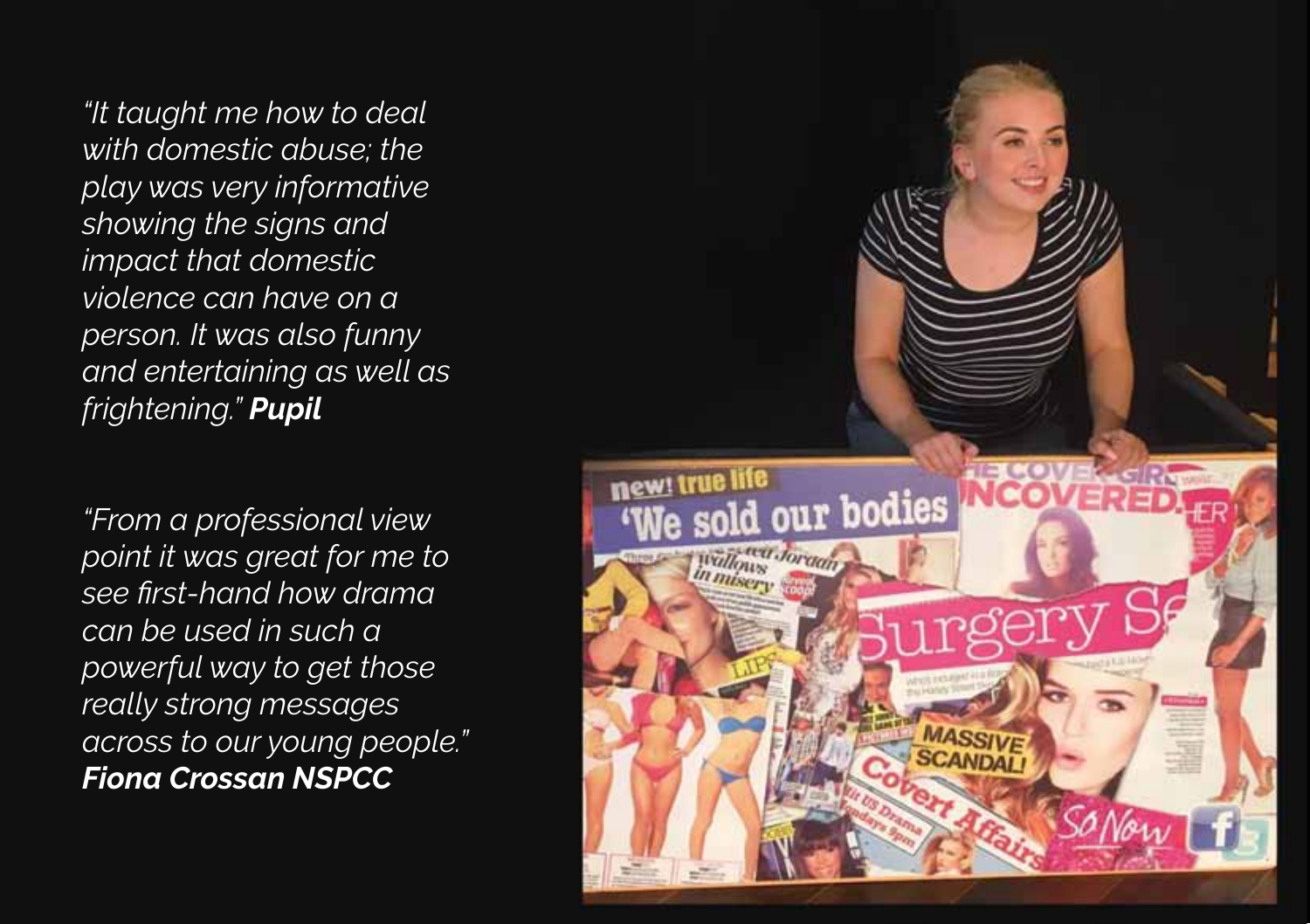*"It taught me how to deal with domestic abuse; the play was very informative showing the signs and impact that domestic violence can have on a person. It was also funny and entertaining as well as frightening."* ***Pupil***

*"From a professional view point it was great for me to see first-hand how drama can be used in such a powerful way to get those really strong messages across to our young people."* ***Fiona Crossan NSPCC***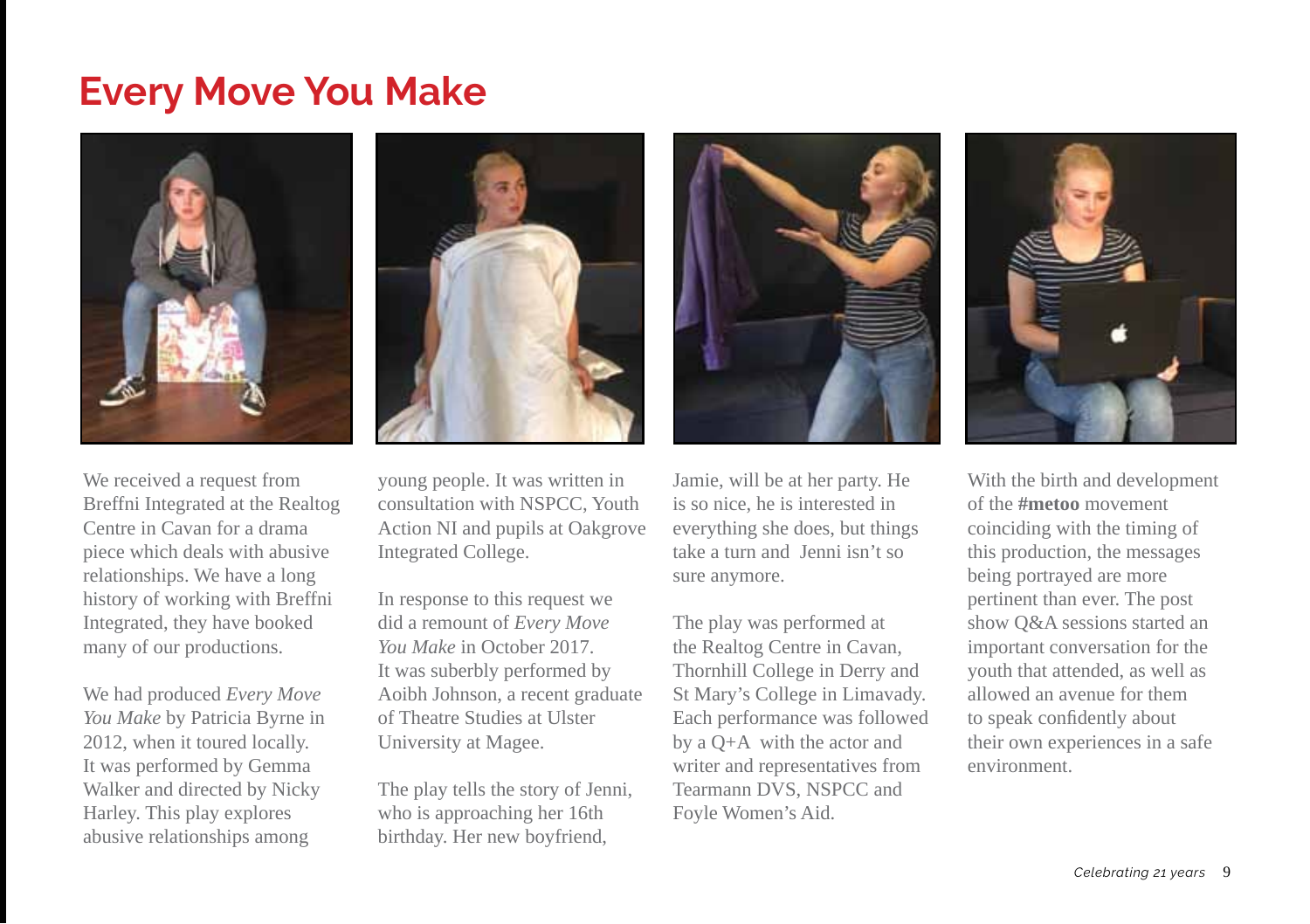# Every Move You Make

We received a request from Breffni Integrated at the Realtog Centre in Cavan for a drama piece which deals with abusive relationships. We have a long history of working with Breffni Integrated, they have booked many of our productions.

We had produced *Every Move You Make* by Patricia Byrne in 2012, when it toured locally. It was performed by Gemma Walker and directed by Nicky Harley. This play explores abusive relationships among young people. It was written in consultation with NSPCC, Youth Action NI and pupils at Oakgrove Integrated College.

In response to this request we did a remount of *Every Move You Make* in October 2017. It was suberbly performed by Aoibh Johnson, a recent graduate of Theatre Studies at Ulster University at Magee.

The play tells the story of Jenni, who is approaching her 16th birthday. Her new boyfriend, Jamie, will be at her party. He is so nice, he is interested in everything she does, but things take a turn and Jenni isn't so sure anymore.

The play was performed at the Realtog Centre in Cavan, Thornhill College in Derry and St Mary's College in Limavady. Each performance was followed by a Q+A with the actor and writer and representatives from Tearmann DVS, NSPCC and Foyle Women's Aid.

With the birth and development of the **#metoo** movement coinciding with the timing of this production, the messages being portrayed are more pertinent than ever. The post show Q&A sessions started an important conversation for the youth that attended, as well as allowed an avenue for them to speak confidently about their own experiences in a safe environment.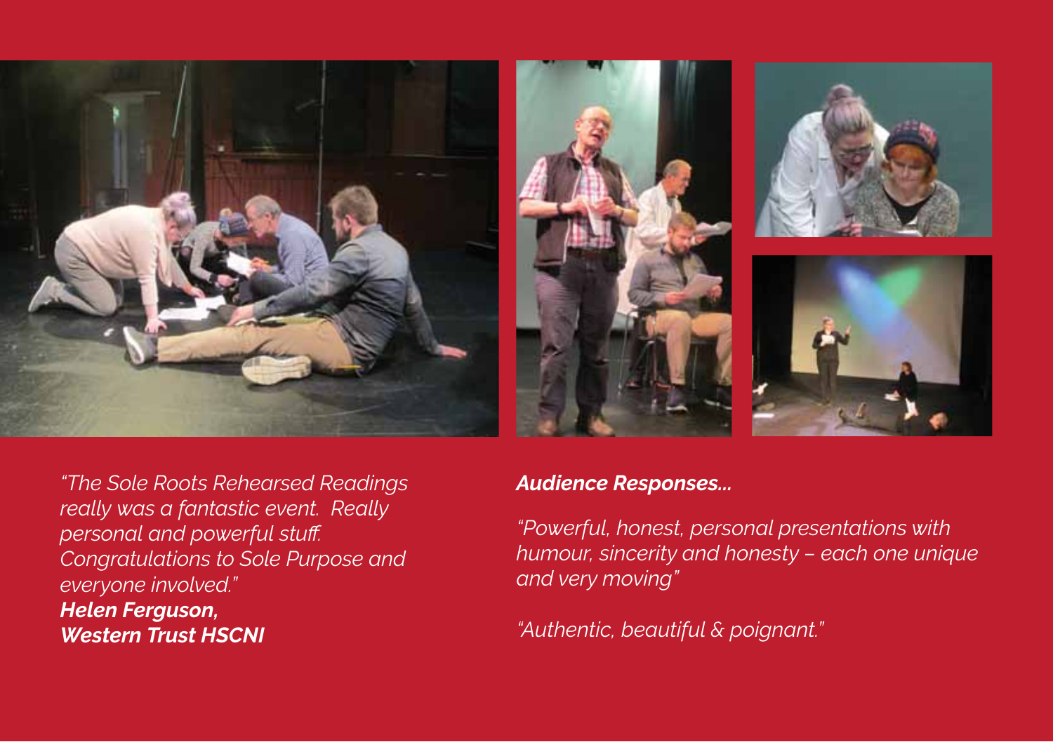*"The Sole Roots Rehearsed Readings really was a fantastic event. Really personal and powerful stuff. Congratulations to Sole Purpose and everyone involved."*
***Helen Ferguson,***
***Western Trust HSCNI***

***Audience Responses...***

*"Powerful, honest, personal presentations with humour, sincerity and honesty – each one unique and very moving"*

*"Authentic, beautiful & poignant."*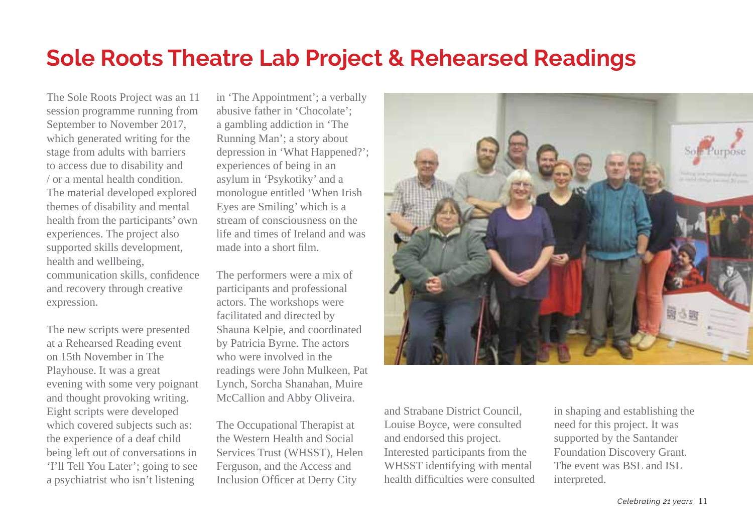# Sole Roots Theatre Lab Project & Rehearsed Readings

The Sole Roots Project was an 11 session programme running from September to November 2017, which generated writing for the stage from adults with barriers to access due to disability and / or a mental health condition. The material developed explored themes of disability and mental health from the participants' own experiences. The project also supported skills development, health and wellbeing, communication skills, confidence and recovery through creative expression.

The new scripts were presented at a Rehearsed Reading event on 15th November in The Playhouse. It was a great evening with some very poignant and thought provoking writing. Eight scripts were developed which covered subjects such as: the experience of a deaf child being left out of conversations in 'I'll Tell You Later'; going to see a psychiatrist who isn't listening in 'The Appointment'; a verbally abusive father in 'Chocolate'; a gambling addiction in 'The Running Man'; a story about depression in 'What Happened?'; experiences of being in an asylum in 'Psykotiky' and a monologue entitled 'When Irish Eyes are Smiling' which is a stream of consciousness on the life and times of Ireland and was made into a short film.

The performers were a mix of participants and professional actors. The workshops were facilitated and directed by Shauna Kelpie, and coordinated by Patricia Byrne. The actors who were involved in the readings were John Mulkeen, Pat Lynch, Sorcha Shanahan, Muire McCallion and Abby Oliveira.

The Occupational Therapist at the Western Health and Social Services Trust (WHSST), Helen Ferguson, and the Access and Inclusion Officer at Derry City and Strabane District Council, Louise Boyce, were consulted and endorsed this project. Interested participants from the WHSST identifying with mental health difficulties were consulted in shaping and establishing the need for this project. It was supported by the Santander Foundation Discovery Grant. The event was BSL and ISL interpreted.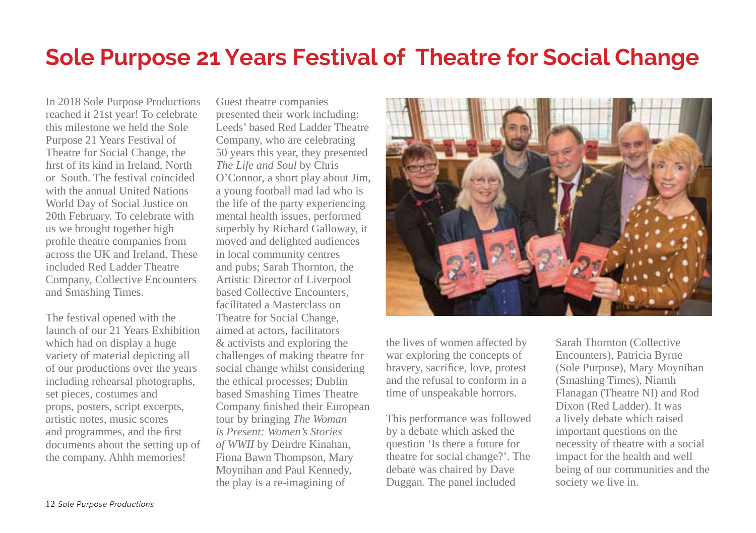# Sole Purpose 21 Years Festival of Theatre for Social Change

In 2018 Sole Purpose Productions reached it 21st year! To celebrate this milestone we held the Sole Purpose 21 Years Festival of Theatre for Social Change, the first of its kind in Ireland, North or South. The festival coincided with the annual United Nations World Day of Social Justice on 20th February. To celebrate with us we brought together high profile theatre companies from across the UK and Ireland. These included Red Ladder Theatre Company, Collective Encounters and Smashing Times.

The festival opened with the launch of our 21 Years Exhibition which had on display a huge variety of material depicting all of our productions over the years including rehearsal photographs, set pieces, costumes and props, posters, script excerpts, artistic notes, music scores and programmes, and the first documents about the setting up of the company. Ahhh memories!

Guest theatre companies presented their work including: Leeds' based Red Ladder Theatre Company, who are celebrating 50 years this year, they presented *The Life and Soul* by Chris O'Connor, a short play about Jim, a young football mad lad who is the life of the party experiencing mental health issues, performed superbly by Richard Galloway, it moved and delighted audiences in local community centres and pubs; Sarah Thornton, the Artistic Director of Liverpool based Collective Encounters, facilitated a Masterclass on Theatre for Social Change, aimed at actors, facilitators & activists and exploring the challenges of making theatre for social change whilst considering the ethical processes; Dublin based Smashing Times Theatre Company finished their European tour by bringing *The Woman is Present: Women's Stories of WWII* by Deirdre Kinahan, Fiona Bawn Thompson, Mary Moynihan and Paul Kennedy, the play is a re-imagining of the lives of women affected by war exploring the concepts of bravery, sacrifice, love, protest and the refusal to conform in a time of unspeakable horrors.

This performance was followed by a debate which asked the question 'Is there a future for theatre for social change?'. The debate was chaired by Dave Duggan. The panel included Sarah Thornton (Collective Encounters), Patricia Byrne (Sole Purpose), Mary Moynihan (Smashing Times), Niamh Flanagan (Theatre NI) and Rod Dixon (Red Ladder). It was a lively debate which raised important questions on the necessity of theatre with a social impact for the health and well being of our communities and the society we live in.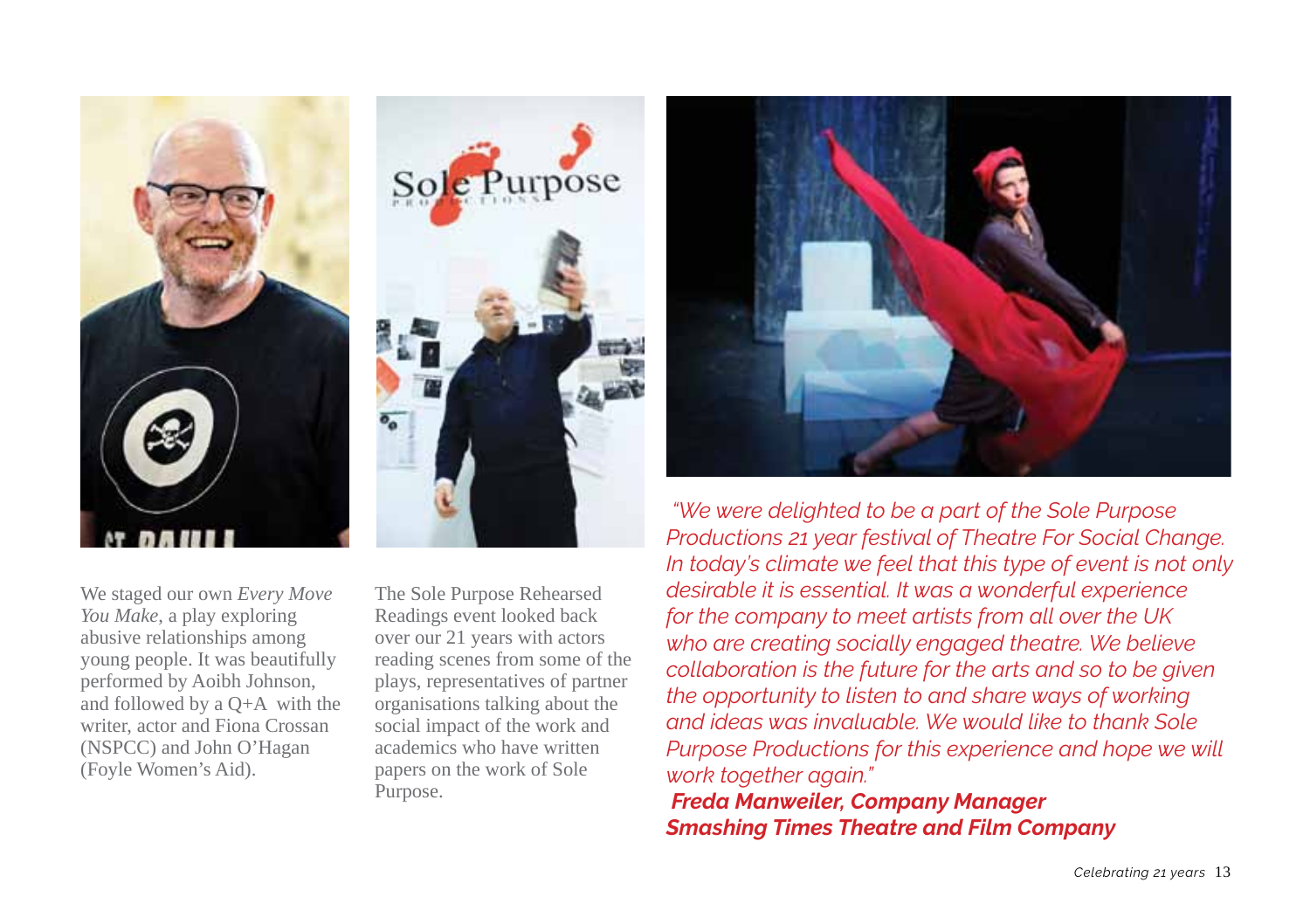We staged our own *Every Move You Make*, a play exploring abusive relationships among young people. It was beautifully performed by Aoibh Johnson, and followed by a Q+A with the writer, actor and Fiona Crossan (NSPCC) and John O'Hagan (Foyle Women's Aid).

The Sole Purpose Rehearsed Readings event looked back over our 21 years with actors reading scenes from some of the plays, representatives of partner organisations talking about the social impact of the work and academics who have written papers on the work of Sole Purpose.

*"We were delighted to be a part of the Sole Purpose Productions 21 year festival of Theatre For Social Change. In today's climate we feel that this type of event is not only desirable it is essential. It was a wonderful experience for the company to meet artists from all over the UK who are creating socially engaged theatre. We believe collaboration is the future for the arts and so to be given the opportunity to listen to and share ways of working and ideas was invaluable. We would like to thank Sole Purpose Productions for this experience and hope we will work together again."*

***Freda Manweiler, Company Manager***
***Smashing Times Theatre and Film Company***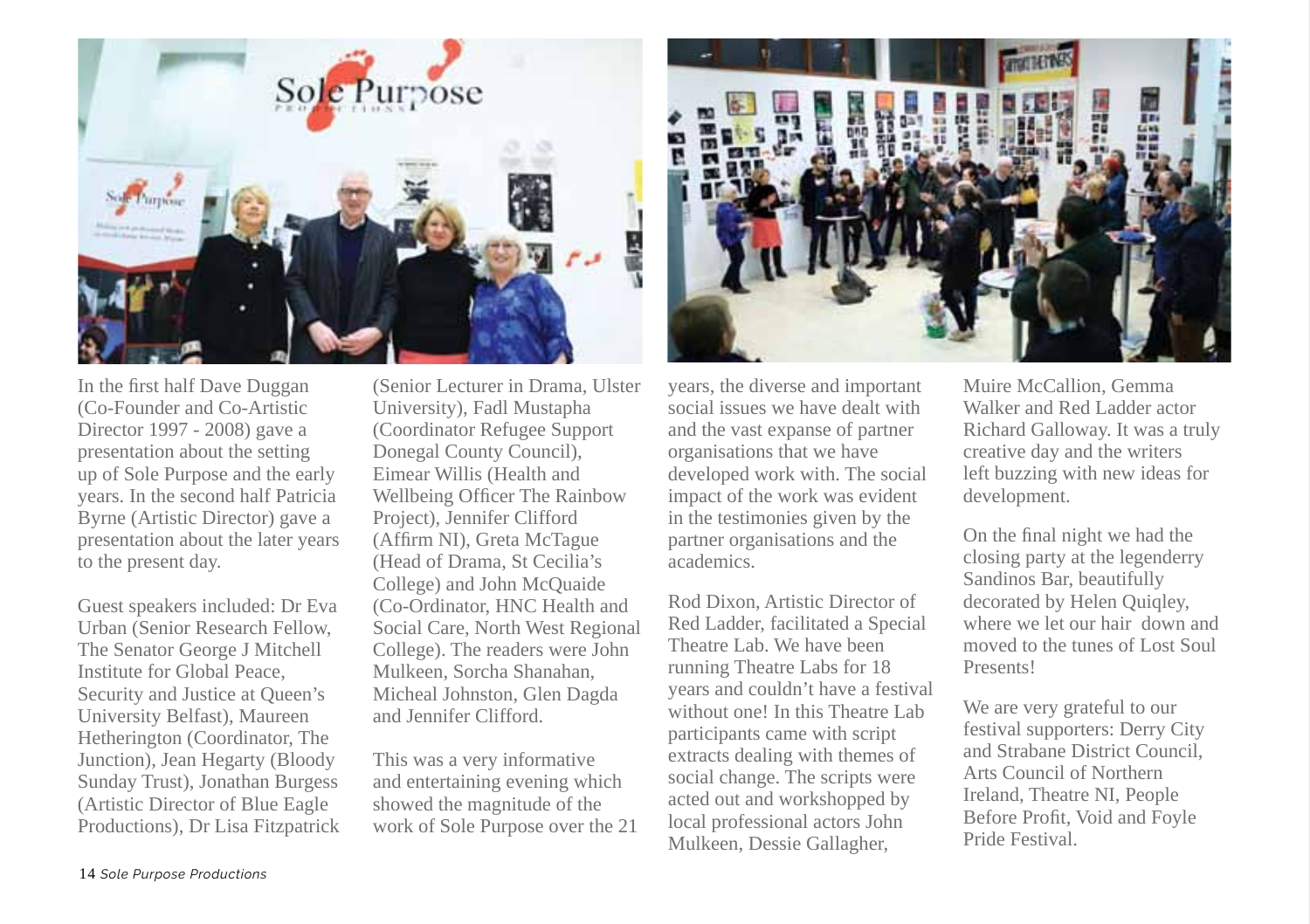In the first half Dave Duggan (Co-Founder and Co-Artistic Director 1997 - 2008) gave a presentation about the setting up of Sole Purpose and the early years. In the second half Patricia Byrne (Artistic Director) gave a presentation about the later years to the present day.

Guest speakers included: Dr Eva Urban (Senior Research Fellow, The Senator George J Mitchell Institute for Global Peace, Security and Justice at Queen's University Belfast), Maureen Hetherington (Coordinator, The Junction), Jean Hegarty (Bloody Sunday Trust), Jonathan Burgess (Artistic Director of Blue Eagle Productions), Dr Lisa Fitzpatrick (Senior Lecturer in Drama, Ulster University), Fadl Mustapha (Coordinator Refugee Support Donegal County Council), Eimear Willis (Health and Wellbeing Officer The Rainbow Project), Jennifer Clifford (Affirm NI), Greta McTague (Head of Drama, St Cecilia's College) and John McQuaide (Co-Ordinator, HNC Health and Social Care, North West Regional College). The readers were John Mulkeen, Sorcha Shanahan, Micheal Johnston, Glen Dagda and Jennifer Clifford.

This was a very informative and entertaining evening which showed the magnitude of the work of Sole Purpose over the 21 years, the diverse and important social issues we have dealt with and the vast expanse of partner organisations that we have developed work with. The social impact of the work was evident in the testimonies given by the partner organisations and the academics.

Rod Dixon, Artistic Director of Red Ladder, facilitated a Special Theatre Lab. We have been running Theatre Labs for 18 years and couldn't have a festival without one! In this Theatre Lab participants came with script extracts dealing with themes of social change. The scripts were acted out and workshopped by local professional actors John Mulkeen, Dessie Gallagher, Muire McCallion, Gemma Walker and Red Ladder actor Richard Galloway. It was a truly creative day and the writers left buzzing with new ideas for development.

On the final night we had the closing party at the legenderry Sandinos Bar, beautifully decorated by Helen Quiqley, where we let our hair down and moved to the tunes of Lost Soul Presents!

We are very grateful to our festival supporters: Derry City and Strabane District Council, Arts Council of Northern Ireland, Theatre NI, People Before Profit, Void and Foyle Pride Festival.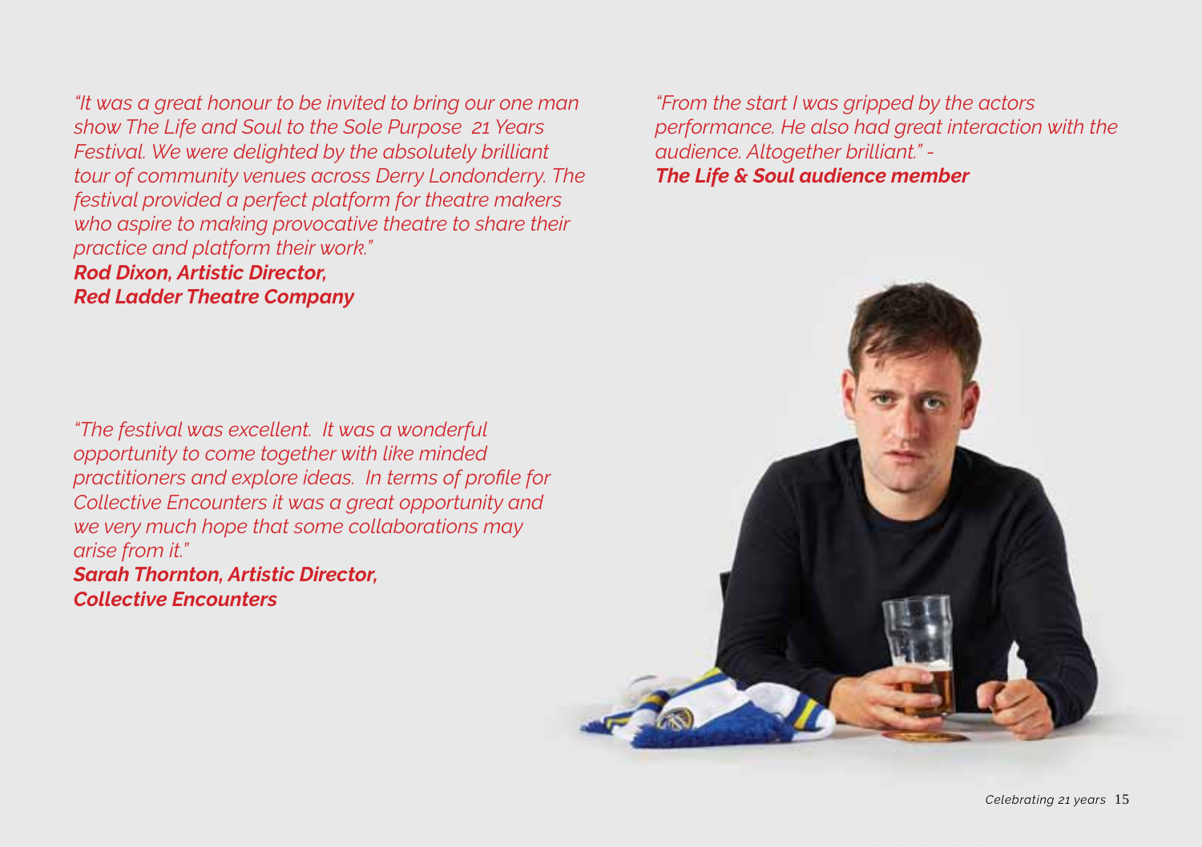*"It was a great honour to be invited to bring our one man show The Life and Soul to the Sole Purpose  21 Years Festival. We were delighted by the absolutely brilliant tour of community venues across Derry Londonderry. The festival provided a perfect platform for theatre makers who aspire to making provocative theatre to share their practice and platform their work."*
***Rod Dixon, Artistic Director,***
***Red Ladder Theatre Company***

*"The festival was excellent.  It was a wonderful opportunity to come together with like minded practitioners and explore ideas.  In terms of profile for Collective Encounters it was a great opportunity and we very much hope that some collaborations may arise from it."*
***Sarah Thornton, Artistic Director,***
***Collective Encounters***

*"From the start I was gripped by the actors performance. He also had great interaction with the audience. Altogether brilliant." -*
***The Life & Soul audience member***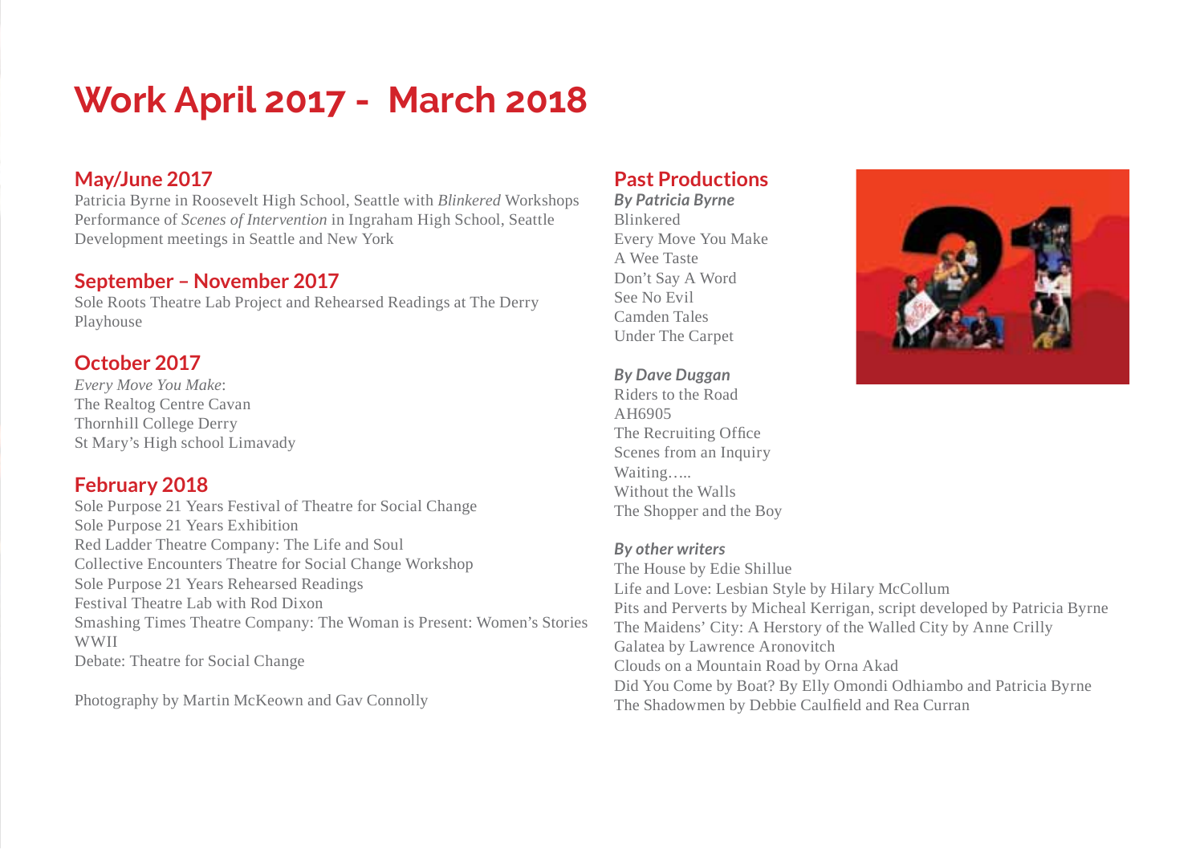# Work April 2017 - March 2018

## May/June 2017

Patricia Byrne in Roosevelt High School, Seattle with *Blinkered* Workshops
Performance of *Scenes of Intervention* in Ingraham High School, Seattle
Development meetings in Seattle and New York

## September – November 2017

Sole Roots Theatre Lab Project and Rehearsed Readings at The Derry Playhouse

## October 2017

*Every Move You Make*:
The Realtog Centre Cavan
Thornhill College Derry
St Mary's High school Limavady

## February 2018

Sole Purpose 21 Years Festival of Theatre for Social Change
Sole Purpose 21 Years Exhibition
Red Ladder Theatre Company: The Life and Soul
Collective Encounters Theatre for Social Change Workshop
Sole Purpose 21 Years Rehearsed Readings
Festival Theatre Lab with Rod Dixon
Smashing Times Theatre Company: The Woman is Present: Women's Stories WWII
Debate: Theatre for Social Change

Photography by Martin McKeown and Gav Connolly

## Past Productions

***By Patricia Byrne***

Blinkered
Every Move You Make
A Wee Taste
Don't Say A Word
See No Evil
Camden Tales
Under The Carpet

***By Dave Duggan***

Riders to the Road
AH6905
The Recruiting Office
Scenes from an Inquiry
Waiting…..
Without the Walls
The Shopper and the Boy

***By other writers***

The House by Edie Shillue
Life and Love: Lesbian Style by Hilary McCollum
Pits and Perverts by Micheal Kerrigan, script developed by Patricia Byrne
The Maidens' City: A Herstory of the Walled City by Anne Crilly
Galatea by Lawrence Aronovitch
Clouds on a Mountain Road by Orna Akad
Did You Come by Boat? By Elly Omondi Odhiambo and Patricia Byrne
The Shadowmen by Debbie Caulfield and Rea Curran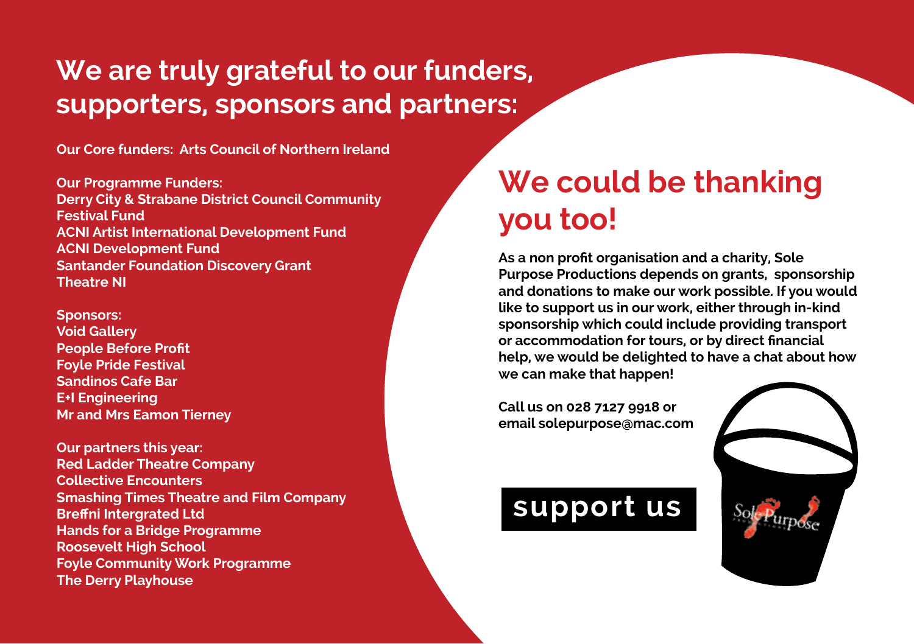# We are truly grateful to our funders, supporters, sponsors and partners:

**Our Core funders: Arts Council of Northern Ireland**

**Our Programme Funders:**
**Derry City & Strabane District Council Community Festival Fund**
**ACNI Artist International Development Fund**
**ACNI Development Fund**
**Santander Foundation Discovery Grant**
**Theatre NI**

**Sponsors:**
**Void Gallery**
**People Before Profit**
**Foyle Pride Festival**
**Sandinos Cafe Bar**
**E+I Engineering**
**Mr and Mrs Eamon Tierney**

**Our partners this year:**
**Red Ladder Theatre Company**
**Collective Encounters**
**Smashing Times Theatre and Film Company**
**Breffni Intergrated Ltd**
**Hands for a Bridge Programme**
**Roosevelt High School**
**Foyle Community Work Programme**
**The Derry Playhouse**

## We could be thanking you too!

**As a non profit organisation and a charity, Sole Purpose Productions depends on grants, sponsorship and donations to make our work possible. If you would like to support us in our work, either through in-kind sponsorship which could include providing transport or accommodation for tours, or by direct financial help, we would be delighted to have a chat about how we can make that happen!**

**Call us on 028 7127 9918 or email solepurpose@mac.com**

**support us**

Sole Purpose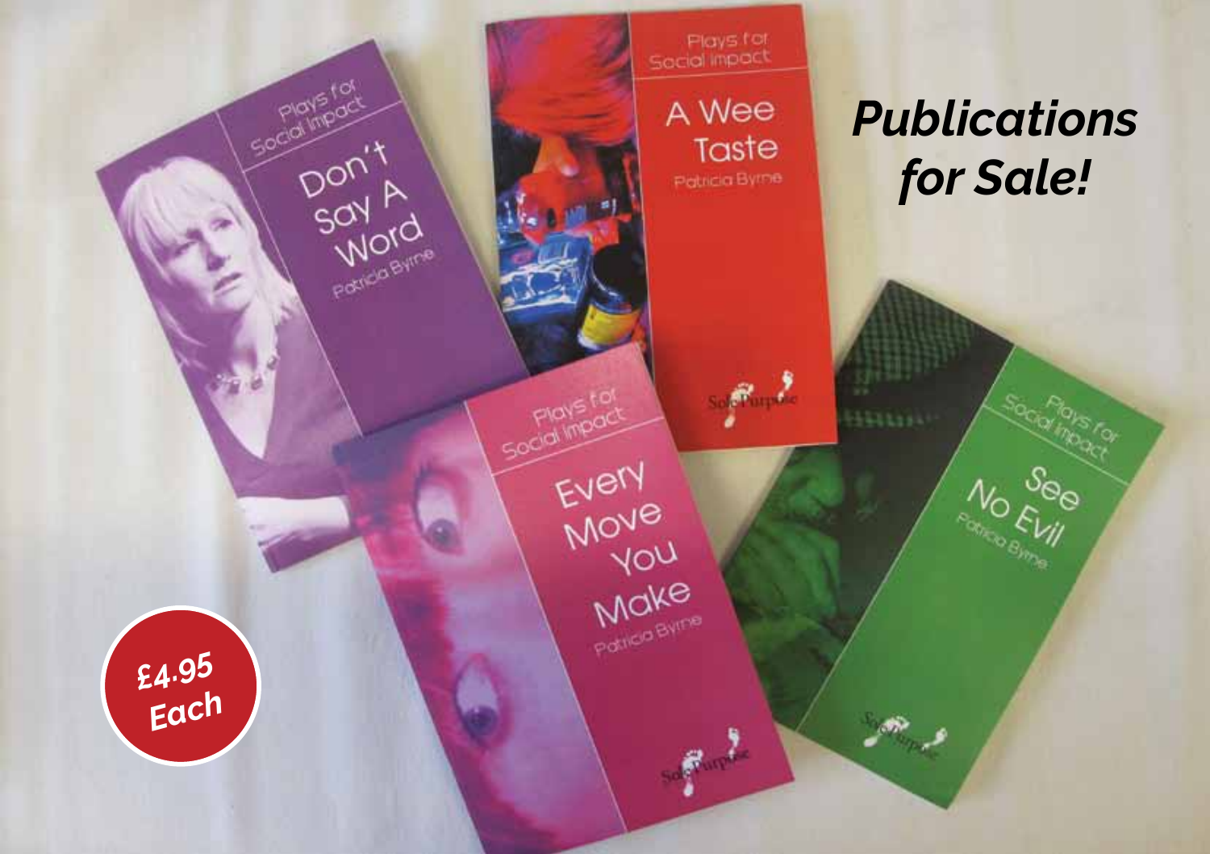# *Publications for Sale!*

**£4.95 Each**

Plays for Social Impact

Don't Say A Word
Patricia Byrne

Plays for Social Impact

A Wee Taste
Patricia Byrne

Plays for Social Impact

Every Move You Make
Patricia Byrne

Plays for Social Impact

See No Evil
Patricia Byrne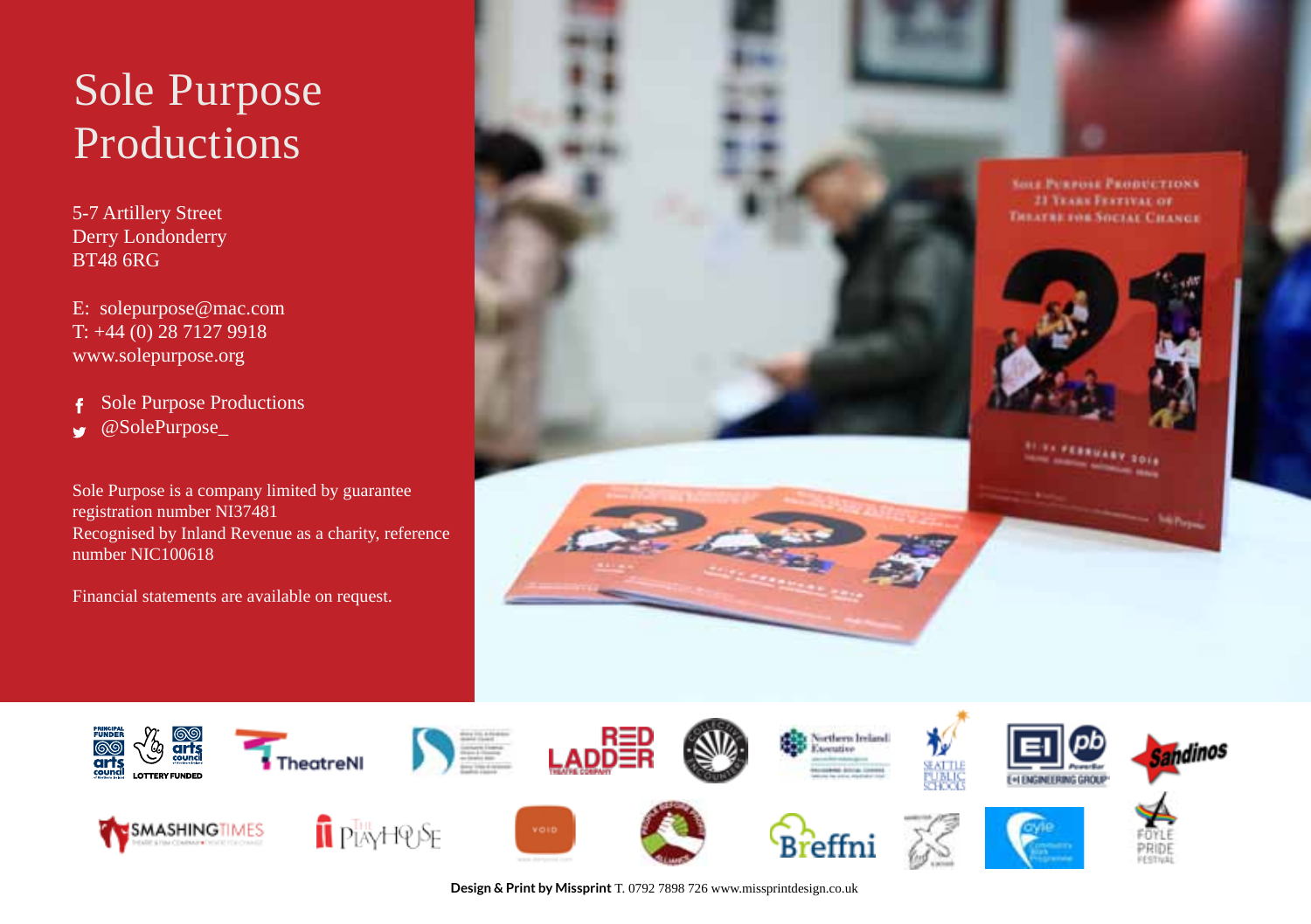# Sole Purpose Productions

5-7 Artillery Street
Derry Londonderry
BT48 6RG

E: solepurpose@mac.com
T: +44 (0) 28 7127 9918
www.solepurpose.org

Sole Purpose Productions
@SolePurpose_

Sole Purpose is a company limited by guarantee registration number NI37481
Recognised by Inland Revenue as a charity, reference number NIC100618

Financial statements are available on request.

**Design & Print by Missprint** T. 0792 7898 726 www.missprintdesign.co.uk